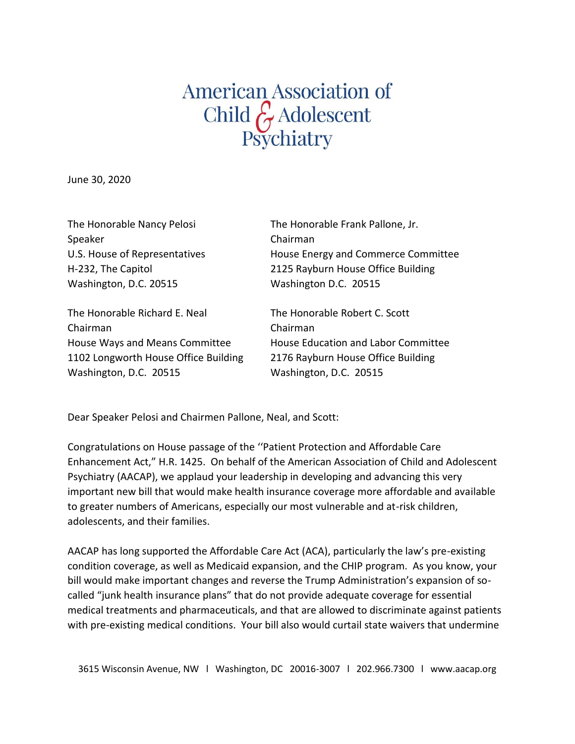# American Association of Child & Adolescent Psychiatry

June 30, 2020

The Honorable Nancy Pelosi
Speaker
U.S. House of Representatives
H-232, The Capitol
Washington, D.C. 20515

The Honorable Frank Pallone, Jr.
Chairman
House Energy and Commerce Committee
2125 Rayburn House Office Building
Washington D.C. 20515

The Honorable Richard E. Neal
Chairman
House Ways and Means Committee
1102 Longworth House Office Building
Washington, D.C. 20515

The Honorable Robert C. Scott
Chairman
House Education and Labor Committee
2176 Rayburn House Office Building
Washington, D.C. 20515

Dear Speaker Pelosi and Chairmen Pallone, Neal, and Scott:

Congratulations on House passage of the ''Patient Protection and Affordable Care Enhancement Act," H.R. 1425. On behalf of the American Association of Child and Adolescent Psychiatry (AACAP), we applaud your leadership in developing and advancing this very important new bill that would make health insurance coverage more affordable and available to greater numbers of Americans, especially our most vulnerable and at-risk children, adolescents, and their families.

AACAP has long supported the Affordable Care Act (ACA), particularly the law's pre-existing condition coverage, as well as Medicaid expansion, and the CHIP program. As you know, your bill would make important changes and reverse the Trump Administration's expansion of so-called "junk health insurance plans" that do not provide adequate coverage for essential medical treatments and pharmaceuticals, and that are allowed to discriminate against patients with pre-existing medical conditions. Your bill also would curtail state waivers that undermine

3615 Wisconsin Avenue, NW l Washington, DC 20016-3007 l 202.966.7300 l www.aacap.org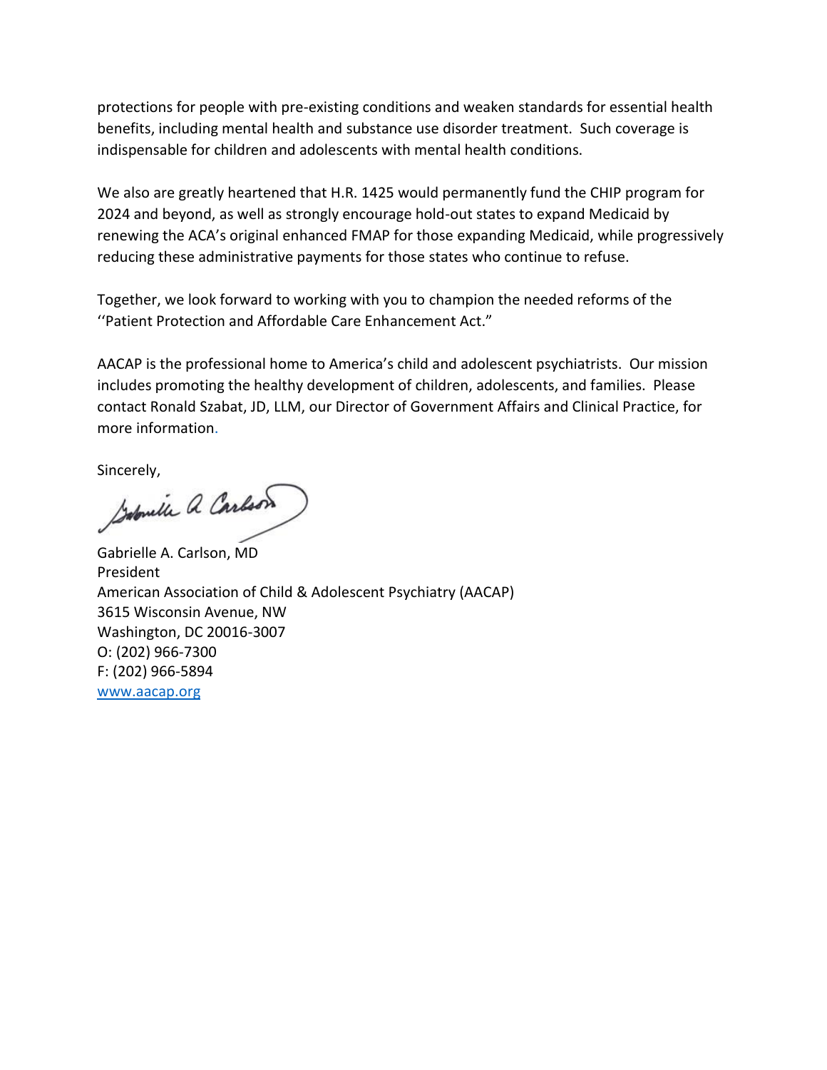protections for people with pre-existing conditions and weaken standards for essential health benefits, including mental health and substance use disorder treatment. Such coverage is indispensable for children and adolescents with mental health conditions.

We also are greatly heartened that H.R. 1425 would permanently fund the CHIP program for 2024 and beyond, as well as strongly encourage hold-out states to expand Medicaid by renewing the ACA's original enhanced FMAP for those expanding Medicaid, while progressively reducing these administrative payments for those states who continue to refuse.

Together, we look forward to working with you to champion the needed reforms of the ''Patient Protection and Affordable Care Enhancement Act."

AACAP is the professional home to America's child and adolescent psychiatrists. Our mission includes promoting the healthy development of children, adolescents, and families. Please contact Ronald Szabat, JD, LLM, our Director of Government Affairs and Clinical Practice, for more information.

Sincerely,

Gabrielle A. Carlson, MD
President
American Association of Child & Adolescent Psychiatry (AACAP)
3615 Wisconsin Avenue, NW
Washington, DC 20016-3007
O: (202) 966-7300
F: (202) 966-5894
www.aacap.org